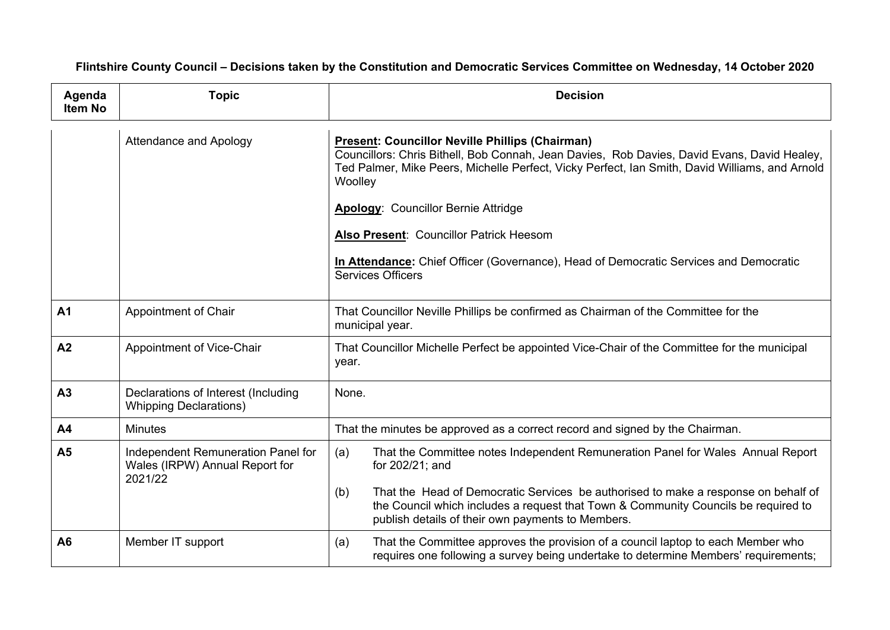**Flintshire County Council – Decisions taken by the Constitution and Democratic Services Committee on Wednesday, 14 October 2020**

| Agenda Item No | Topic | Decision |
|---|---|---|
| | Attendance and Apology | **Present: Councillor Neville Phillips (Chairman)**<br>Councillors: Chris Bithell, Bob Connah, Jean Davies, Rob Davies, David Evans, David Healey, Ted Palmer, Mike Peers, Michelle Perfect, Vicky Perfect, Ian Smith, David Williams, and Arnold Woolley<br><br>**Apology**: Councillor Bernie Attridge<br><br>**Also Present**: Councillor Patrick Heesom<br><br>**In Attendance:** Chief Officer (Governance), Head of Democratic Services and Democratic Services Officers |
| **A1** | Appointment of Chair | That Councillor Neville Phillips be confirmed as Chairman of the Committee for the municipal year. |
| **A2** | Appointment of Vice-Chair | That Councillor Michelle Perfect be appointed Vice-Chair of the Committee for the municipal year. |
| **A3** | Declarations of Interest (Including Whipping Declarations) | None. |
| **A4** | Minutes | That the minutes be approved as a correct record and signed by the Chairman. |
| **A5** | Independent Remuneration Panel for Wales (IRPW) Annual Report for 2021/22 | (a) That the Committee notes Independent Remuneration Panel for Wales Annual Report for 202/21; and<br><br>(b) That the Head of Democratic Services be authorised to make a response on behalf of the Council which includes a request that Town & Community Councils be required to publish details of their own payments to Members. |
| **A6** | Member IT support | (a) That the Committee approves the provision of a council laptop to each Member who requires one following a survey being undertake to determine Members' requirements; |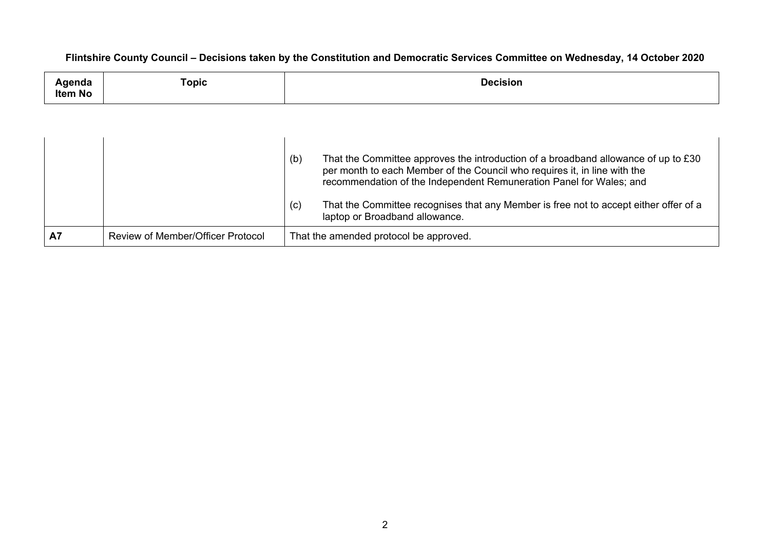# Flintshire County Council – Decisions taken by the Constitution and Democratic Services Committee on Wednesday, 14 October 2020

| Agenda Item No | Topic | Decision |
|---|---|---|
| | | (b) That the Committee approves the introduction of a broadband allowance of up to £30 per month to each Member of the Council who requires it, in line with the recommendation of the Independent Remuneration Panel for Wales; and<br><br>(c) That the Committee recognises that any Member is free not to accept either offer of a laptop or Broadband allowance. |
| **A7** | Review of Member/Officer Protocol | That the amended protocol be approved. |